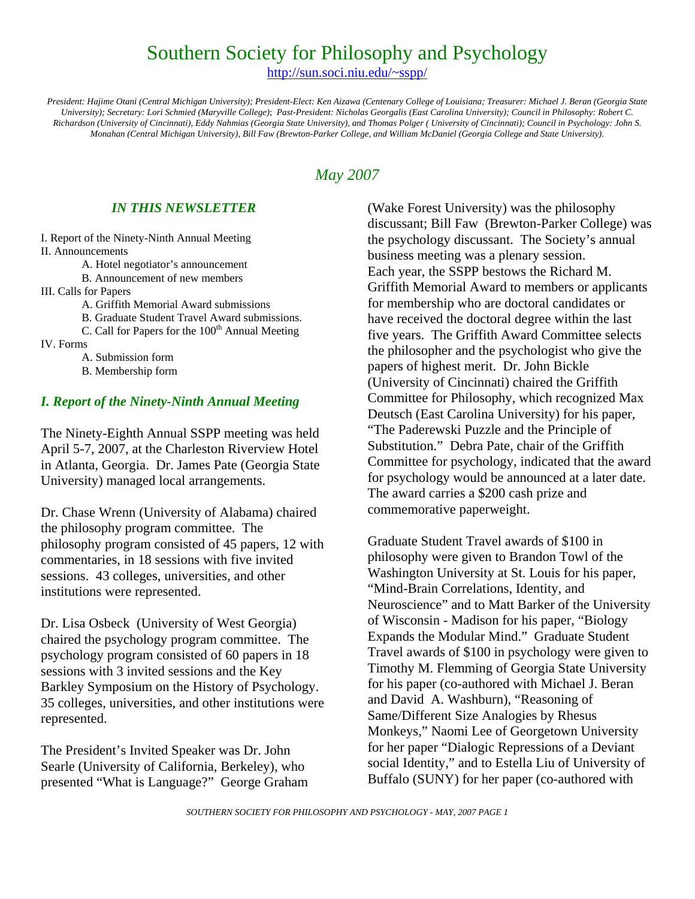# Southern Society for Philosophy and Psychology

http://sun.soci.niu.edu/~sspp/

*President: Hajime Otani (Central Michigan University); President-Elect: Ken Aizawa (Centenary College of Louisiana; Treasurer: Michael J. Beran (Georgia State University); Secretary: Lori Schmied (Maryville College); Past-President: Nicholas Georgalis (East Carolina University); Council in Philosophy: Robert C. Richardson (University of Cincinnati), Eddy Nahmias (Georgia State University), and Thomas Polger ( University of Cincinnati); Council in Psychology: John S. Monahan (Central Michigan University), Bill Faw (Brewton-Parker College, and William McDaniel (Georgia College and State University).*

## *May 2007*

### *IN THIS NEWSLETTER*

I. Report of the Ninety-Ninth Annual Meeting
II. Announcements
- A. Hotel negotiator's announcement
- B. Announcement of new members

III. Calls for Papers
- A. Griffith Memorial Award submissions
- B. Graduate Student Travel Award submissions.
- C. Call for Papers for the 100th Annual Meeting

IV. Forms
- A. Submission form
- B. Membership form

## *I. Report of the Ninety-Ninth Annual Meeting*

The Ninety-Eighth Annual SSPP meeting was held April 5-7, 2007, at the Charleston Riverview Hotel in Atlanta, Georgia. Dr. James Pate (Georgia State University) managed local arrangements.

Dr. Chase Wrenn (University of Alabama) chaired the philosophy program committee. The philosophy program consisted of 45 papers, 12 with commentaries, in 18 sessions with five invited sessions. 43 colleges, universities, and other institutions were represented.

Dr. Lisa Osbeck (University of West Georgia) chaired the psychology program committee. The psychology program consisted of 60 papers in 18 sessions with 3 invited sessions and the Key Barkley Symposium on the History of Psychology. 35 colleges, universities, and other institutions were represented.

The President's Invited Speaker was Dr. John Searle (University of California, Berkeley), who presented "What is Language?" George Graham (Wake Forest University) was the philosophy discussant; Bill Faw (Brewton-Parker College) was the psychology discussant. The Society's annual business meeting was a plenary session.
Each year, the SSPP bestows the Richard M. Griffith Memorial Award to members or applicants for membership who are doctoral candidates or have received the doctoral degree within the last five years. The Griffith Award Committee selects the philosopher and the psychologist who give the papers of highest merit. Dr. John Bickle (University of Cincinnati) chaired the Griffith Committee for Philosophy, which recognized Max Deutsch (East Carolina University) for his paper, "The Paderewski Puzzle and the Principle of Substitution." Debra Pate, chair of the Griffith Committee for psychology, indicated that the award for psychology would be announced at a later date. The award carries a $200 cash prize and commemorative paperweight.

Graduate Student Travel awards of $100 in philosophy were given to Brandon Towl of the Washington University at St. Louis for his paper, "Mind-Brain Correlations, Identity, and Neuroscience" and to Matt Barker of the University of Wisconsin - Madison for his paper, "Biology Expands the Modular Mind." Graduate Student Travel awards of $100 in psychology were given to Timothy M. Flemming of Georgia State University for his paper (co-authored with Michael J. Beran and David A. Washburn), "Reasoning of Same/Different Size Analogies by Rhesus Monkeys," Naomi Lee of Georgetown University for her paper "Dialogic Repressions of a Deviant social Identity," and to Estella Liu of University of Buffalo (SUNY) for her paper (co-authored with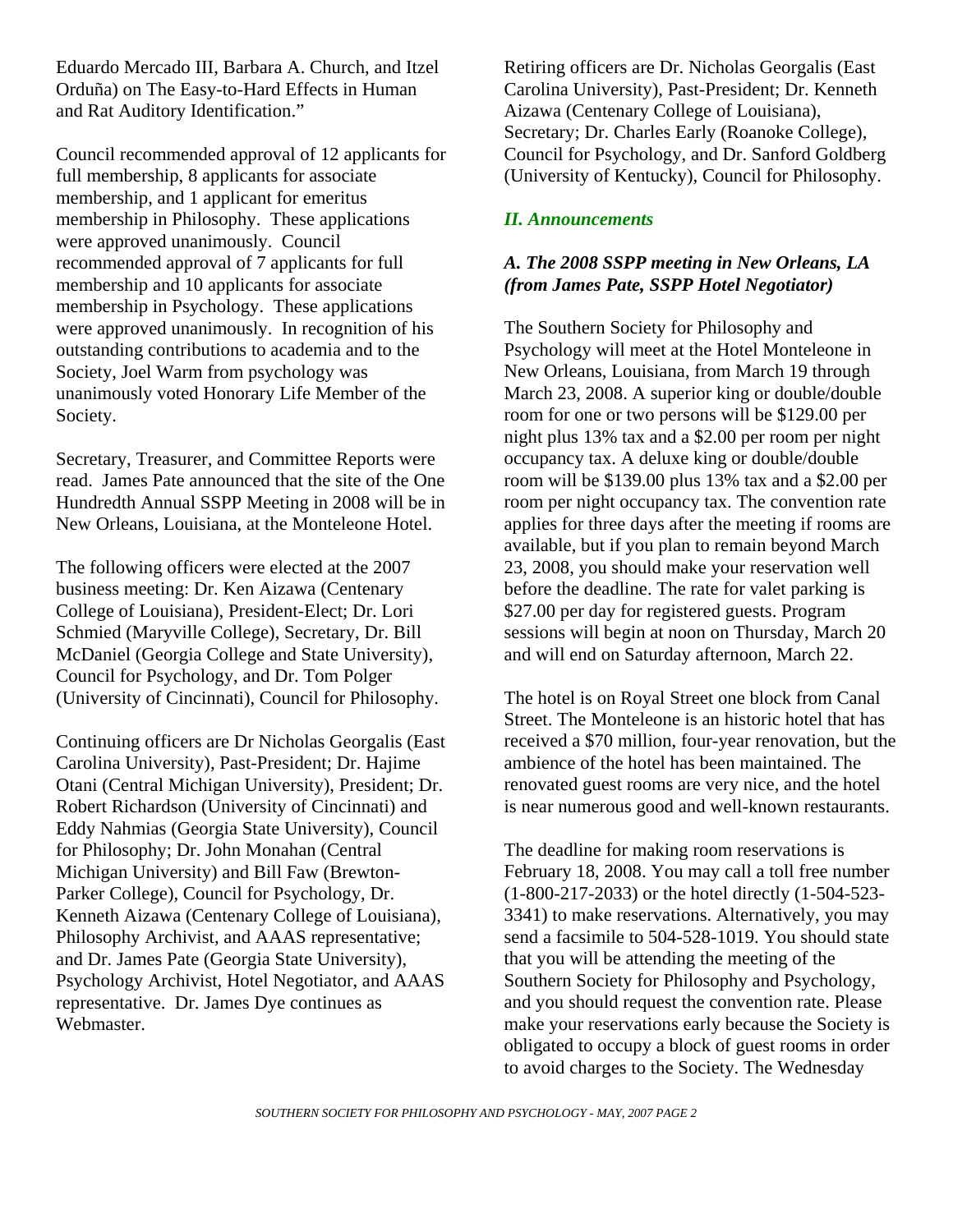Eduardo Mercado III, Barbara A. Church, and Itzel Orduña) on The Easy-to-Hard Effects in Human and Rat Auditory Identification."

Council recommended approval of 12 applicants for full membership, 8 applicants for associate membership, and 1 applicant for emeritus membership in Philosophy. These applications were approved unanimously. Council recommended approval of 7 applicants for full membership and 10 applicants for associate membership in Psychology. These applications were approved unanimously. In recognition of his outstanding contributions to academia and to the Society, Joel Warm from psychology was unanimously voted Honorary Life Member of the Society.

Secretary, Treasurer, and Committee Reports were read. James Pate announced that the site of the One Hundredth Annual SSPP Meeting in 2008 will be in New Orleans, Louisiana, at the Monteleone Hotel.

The following officers were elected at the 2007 business meeting: Dr. Ken Aizawa (Centenary College of Louisiana), President-Elect; Dr. Lori Schmied (Maryville College), Secretary, Dr. Bill McDaniel (Georgia College and State University), Council for Psychology, and Dr. Tom Polger (University of Cincinnati), Council for Philosophy.

Continuing officers are Dr Nicholas Georgalis (East Carolina University), Past-President; Dr. Hajime Otani (Central Michigan University), President; Dr. Robert Richardson (University of Cincinnati) and Eddy Nahmias (Georgia State University), Council for Philosophy; Dr. John Monahan (Central Michigan University) and Bill Faw (Brewton-Parker College), Council for Psychology, Dr. Kenneth Aizawa (Centenary College of Louisiana), Philosophy Archivist, and AAAS representative; and Dr. James Pate (Georgia State University), Psychology Archivist, Hotel Negotiator, and AAAS representative. Dr. James Dye continues as Webmaster.

Retiring officers are Dr. Nicholas Georgalis (East Carolina University), Past-President; Dr. Kenneth Aizawa (Centenary College of Louisiana), Secretary; Dr. Charles Early (Roanoke College), Council for Psychology, and Dr. Sanford Goldberg (University of Kentucky), Council for Philosophy.

## *II. Announcements*

### *A. The 2008 SSPP meeting in New Orleans, LA (from James Pate, SSPP Hotel Negotiator)*

The Southern Society for Philosophy and Psychology will meet at the Hotel Monteleone in New Orleans, Louisiana, from March 19 through March 23, 2008. A superior king or double/double room for one or two persons will be $129.00 per night plus 13% tax and a $2.00 per room per night occupancy tax. A deluxe king or double/double room will be $139.00 plus 13% tax and a $2.00 per room per night occupancy tax. The convention rate applies for three days after the meeting if rooms are available, but if you plan to remain beyond March 23, 2008, you should make your reservation well before the deadline. The rate for valet parking is $27.00 per day for registered guests. Program sessions will begin at noon on Thursday, March 20 and will end on Saturday afternoon, March 22.

The hotel is on Royal Street one block from Canal Street. The Monteleone is an historic hotel that has received a $70 million, four-year renovation, but the ambience of the hotel has been maintained. The renovated guest rooms are very nice, and the hotel is near numerous good and well-known restaurants.

The deadline for making room reservations is February 18, 2008. You may call a toll free number (1-800-217-2033) or the hotel directly (1-504-523-3341) to make reservations. Alternatively, you may send a facsimile to 504-528-1019. You should state that you will be attending the meeting of the Southern Society for Philosophy and Psychology, and you should request the convention rate. Please make your reservations early because the Society is obligated to occupy a block of guest rooms in order to avoid charges to the Society. The Wednesday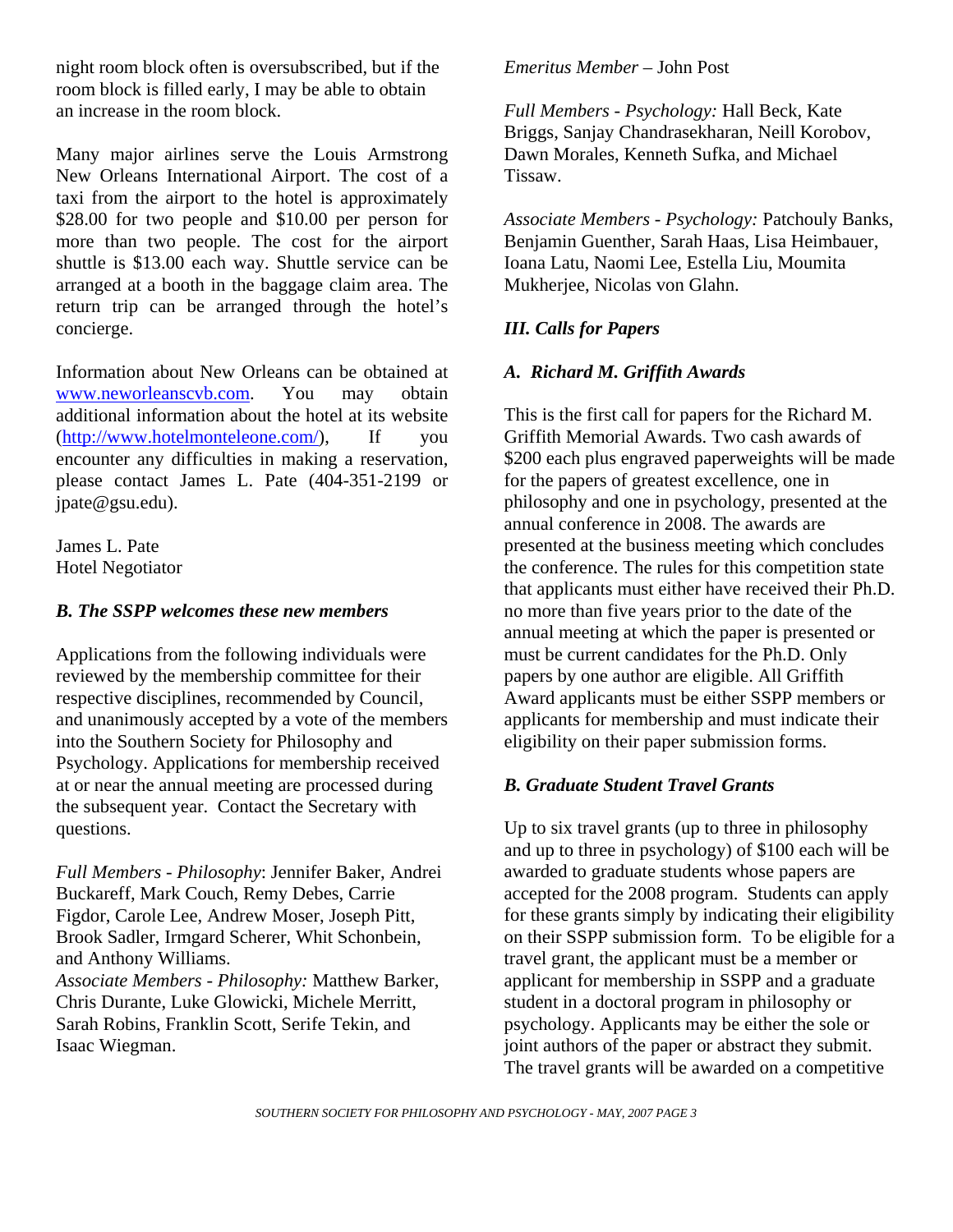night room block often is oversubscribed, but if the room block is filled early, I may be able to obtain an increase in the room block.

Many major airlines serve the Louis Armstrong New Orleans International Airport. The cost of a taxi from the airport to the hotel is approximately $28.00 for two people and $10.00 per person for more than two people. The cost for the airport shuttle is $13.00 each way. Shuttle service can be arranged at a booth in the baggage claim area. The return trip can be arranged through the hotel's concierge.

Information about New Orleans can be obtained at www.neworleanscvb.com. You may obtain additional information about the hotel at its website (http://www.hotelmonteleone.com/), If you encounter any difficulties in making a reservation, please contact James L. Pate (404-351-2199 or jpate@gsu.edu).

James L. Pate
Hotel Negotiator

### *B. The SSPP welcomes these new members*

Applications from the following individuals were reviewed by the membership committee for their respective disciplines, recommended by Council, and unanimously accepted by a vote of the members into the Southern Society for Philosophy and Psychology. Applications for membership received at or near the annual meeting are processed during the subsequent year. Contact the Secretary with questions.

*Full Members - Philosophy*: Jennifer Baker, Andrei Buckareff, Mark Couch, Remy Debes, Carrie Figdor, Carole Lee, Andrew Moser, Joseph Pitt, Brook Sadler, Irmgard Scherer, Whit Schonbein, and Anthony Williams.
*Associate Members - Philosophy:* Matthew Barker, Chris Durante, Luke Glowicki, Michele Merritt, Sarah Robins, Franklin Scott, Serife Tekin, and Isaac Wiegman.

*Emeritus Member* – John Post

*Full Members - Psychology:* Hall Beck, Kate Briggs, Sanjay Chandrasekharan, Neill Korobov, Dawn Morales, Kenneth Sufka, and Michael Tissaw.

*Associate Members - Psychology:* Patchouly Banks, Benjamin Guenther, Sarah Haas, Lisa Heimbauer, Ioana Latu, Naomi Lee, Estella Liu, Moumita Mukherjee, Nicolas von Glahn.

## *III. Calls for Papers*

### *A. Richard M. Griffith Awards*

This is the first call for papers for the Richard M. Griffith Memorial Awards. Two cash awards of $200 each plus engraved paperweights will be made for the papers of greatest excellence, one in philosophy and one in psychology, presented at the annual conference in 2008. The awards are presented at the business meeting which concludes the conference. The rules for this competition state that applicants must either have received their Ph.D. no more than five years prior to the date of the annual meeting at which the paper is presented or must be current candidates for the Ph.D. Only papers by one author are eligible. All Griffith Award applicants must be either SSPP members or applicants for membership and must indicate their eligibility on their paper submission forms.

### *B. Graduate Student Travel Grants*

Up to six travel grants (up to three in philosophy and up to three in psychology) of $100 each will be awarded to graduate students whose papers are accepted for the 2008 program. Students can apply for these grants simply by indicating their eligibility on their SSPP submission form. To be eligible for a travel grant, the applicant must be a member or applicant for membership in SSPP and a graduate student in a doctoral program in philosophy or psychology. Applicants may be either the sole or joint authors of the paper or abstract they submit. The travel grants will be awarded on a competitive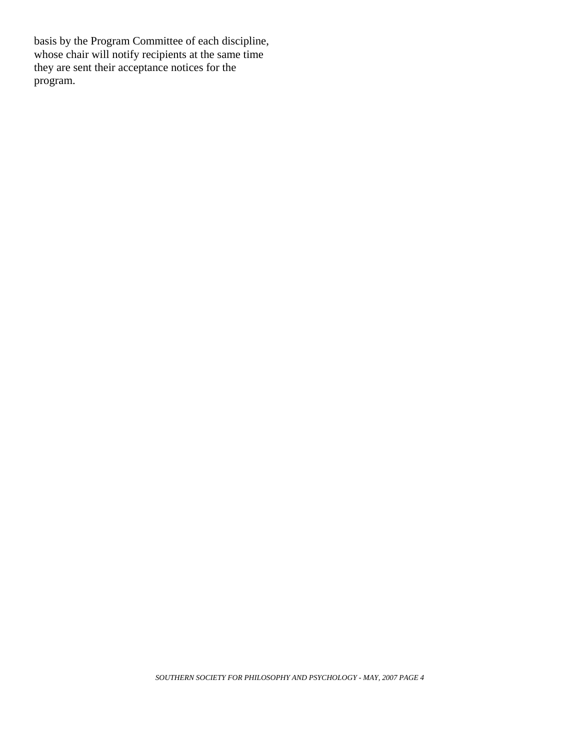basis by the Program Committee of each discipline, whose chair will notify recipients at the same time they are sent their acceptance notices for the program.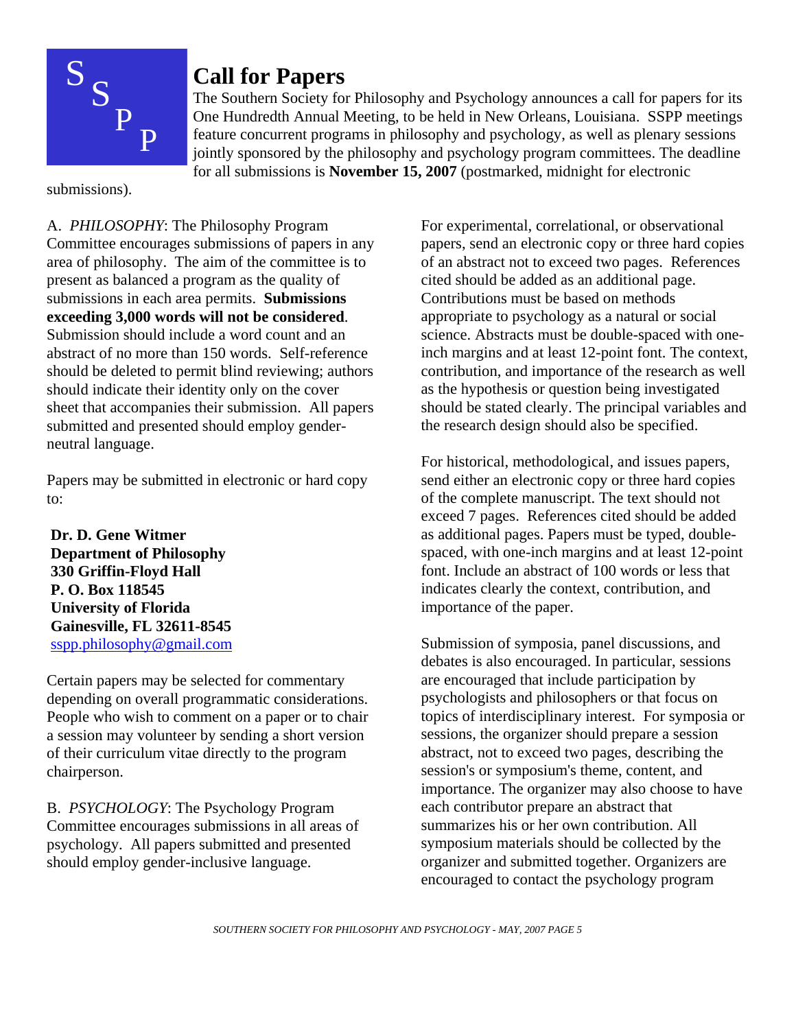SSPP

# Call for Papers

The Southern Society for Philosophy and Psychology announces a call for papers for its One Hundredth Annual Meeting, to be held in New Orleans, Louisiana. SSPP meetings feature concurrent programs in philosophy and psychology, as well as plenary sessions jointly sponsored by the philosophy and psychology program committees. The deadline for all submissions is **November 15, 2007** (postmarked, midnight for electronic submissions).

A. *PHILOSOPHY*: The Philosophy Program Committee encourages submissions of papers in any area of philosophy. The aim of the committee is to present as balanced a program as the quality of submissions in each area permits. **Submissions exceeding 3,000 words will not be considered**. Submission should include a word count and an abstract of no more than 150 words. Self-reference should be deleted to permit blind reviewing; authors should indicate their identity only on the cover sheet that accompanies their submission. All papers submitted and presented should employ gender-neutral language.

Papers may be submitted in electronic or hard copy to:

**Dr. D. Gene Witmer**
**Department of Philosophy**
**330 Griffin-Floyd Hall**
**P. O. Box 118545**
**University of Florida**
**Gainesville, FL 32611-8545**
sspp.philosophy@gmail.com

Certain papers may be selected for commentary depending on overall programmatic considerations. People who wish to comment on a paper or to chair a session may volunteer by sending a short version of their curriculum vitae directly to the program chairperson.

B. *PSYCHOLOGY*: The Psychology Program Committee encourages submissions in all areas of psychology. All papers submitted and presented should employ gender-inclusive language.

For experimental, correlational, or observational papers, send an electronic copy or three hard copies of an abstract not to exceed two pages. References cited should be added as an additional page. Contributions must be based on methods appropriate to psychology as a natural or social science. Abstracts must be double-spaced with one-inch margins and at least 12-point font. The context, contribution, and importance of the research as well as the hypothesis or question being investigated should be stated clearly. The principal variables and the research design should also be specified.

For historical, methodological, and issues papers, send either an electronic copy or three hard copies of the complete manuscript. The text should not exceed 7 pages. References cited should be added as additional pages. Papers must be typed, double-spaced, with one-inch margins and at least 12-point font. Include an abstract of 100 words or less that indicates clearly the context, contribution, and importance of the paper.

Submission of symposia, panel discussions, and debates is also encouraged. In particular, sessions are encouraged that include participation by psychologists and philosophers or that focus on topics of interdisciplinary interest. For symposia or sessions, the organizer should prepare a session abstract, not to exceed two pages, describing the session's or symposium's theme, content, and importance. The organizer may also choose to have each contributor prepare an abstract that summarizes his or her own contribution. All symposium materials should be collected by the organizer and submitted together. Organizers are encouraged to contact the psychology program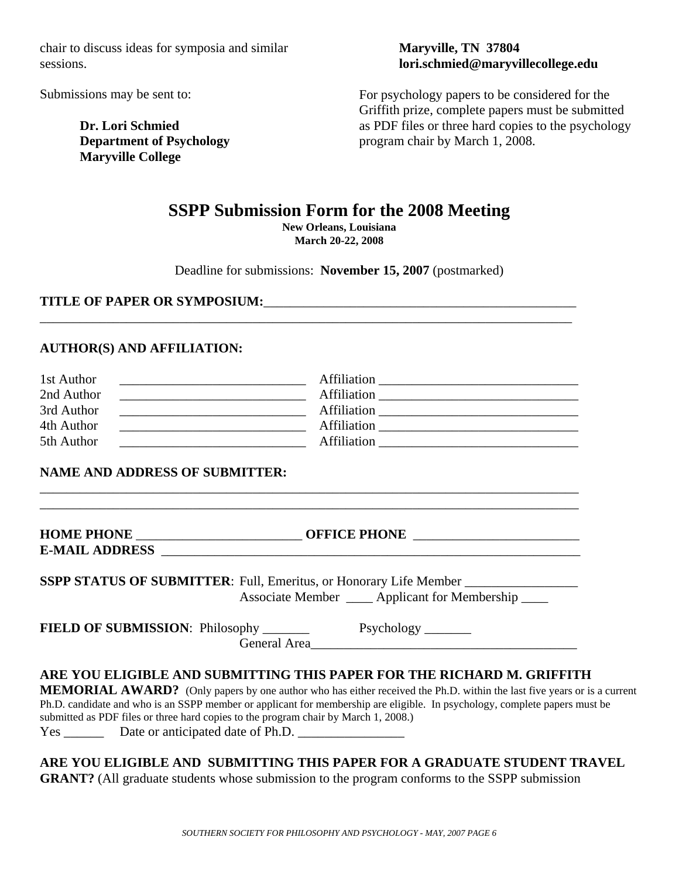chair to discuss ideas for symposia and similar sessions.

Submissions may be sent to:

> **Dr. Lori Schmied**
> **Department of Psychology**
> **Maryville College**
> **Maryville, TN 37804**
> **lori.schmied@maryvillecollege.edu**

For psychology papers to be considered for the Griffith prize, complete papers must be submitted as PDF files or three hard copies to the psychology program chair by March 1, 2008.

# SSPP Submission Form for the 2008 Meeting

**New Orleans, Louisiana**
**March 20-22, 2008**

Deadline for submissions: **November 15, 2007** (postmarked)

**TITLE OF PAPER OR SYMPOSIUM:**________________________________________________
__________________________________________________________________________________

**AUTHOR(S) AND AFFILIATION:**

1st Author ___________________________ Affiliation _____________________________
2nd Author ___________________________ Affiliation _____________________________
3rd Author ___________________________ Affiliation _____________________________
4th Author ___________________________ Affiliation _____________________________
5th Author ___________________________ Affiliation _____________________________

**NAME AND ADDRESS OF SUBMITTER:**

__________________________________________________________________________________
__________________________________________________________________________________

**HOME PHONE** ________________________ **OFFICE PHONE** ________________________
**E-MAIL ADDRESS** ______________________________________________________________

**SSPP STATUS OF SUBMITTER**: Full, Emeritus, or Honorary Life Member ________________
Associate Member ____ Applicant for Membership ____

**FIELD OF SUBMISSION**: Philosophy _______ Psychology _______
General Area_______________________________________

**ARE YOU ELIGIBLE AND SUBMITTING THIS PAPER FOR THE RICHARD M. GRIFFITH MEMORIAL AWARD?** (Only papers by one author who has either received the Ph.D. within the last five years or is a current Ph.D. candidate and who is an SSPP member or applicant for membership are eligible. In psychology, complete papers must be submitted as PDF files or three hard copies to the program chair by March 1, 2008.)
Yes ______ Date or anticipated date of Ph.D. ________________

**ARE YOU ELIGIBLE AND SUBMITTING THIS PAPER FOR A GRADUATE STUDENT TRAVEL GRANT?** (All graduate students whose submission to the program conforms to the SSPP submission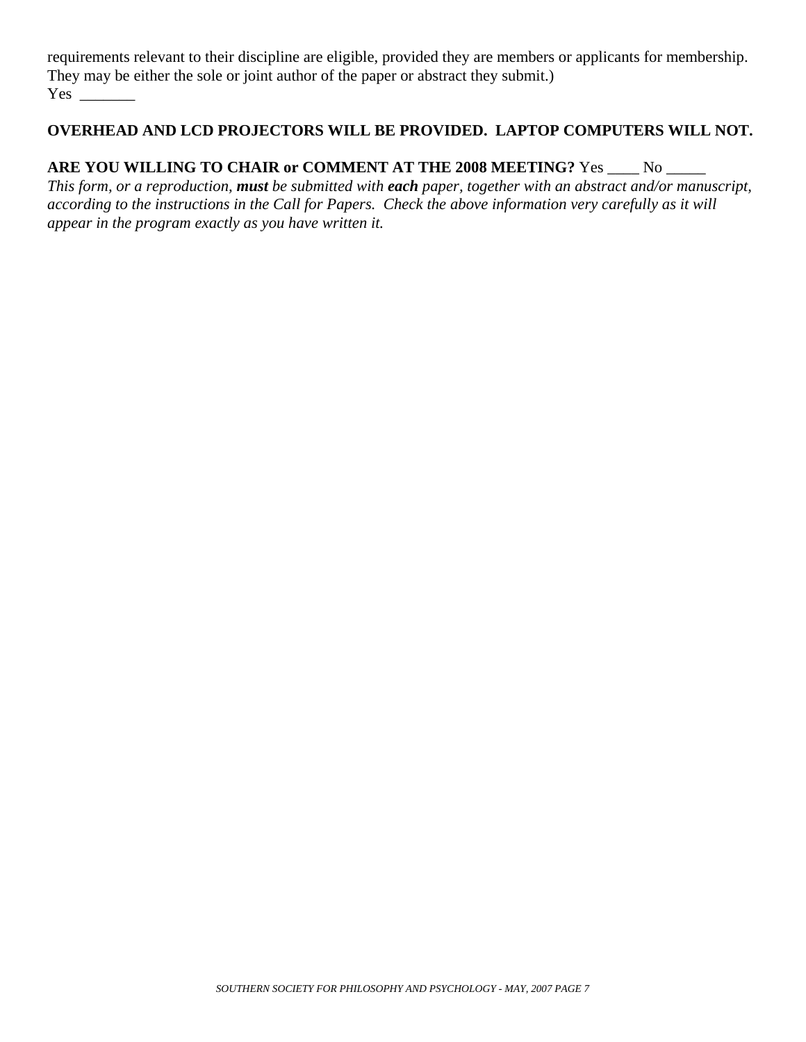requirements relevant to their discipline are eligible, provided they are members or applicants for membership. They may be either the sole or joint author of the paper or abstract they submit.)
Yes _______

**OVERHEAD AND LCD PROJECTORS WILL BE PROVIDED. LAPTOP COMPUTERS WILL NOT.**

**ARE YOU WILLING TO CHAIR or COMMENT AT THE 2008 MEETING?** Yes ____ No _____

*This form, or a reproduction,* ***must*** *be submitted with* ***each*** *paper, together with an abstract and/or manuscript, according to the instructions in the Call for Papers. Check the above information very carefully as it will appear in the program exactly as you have written it.*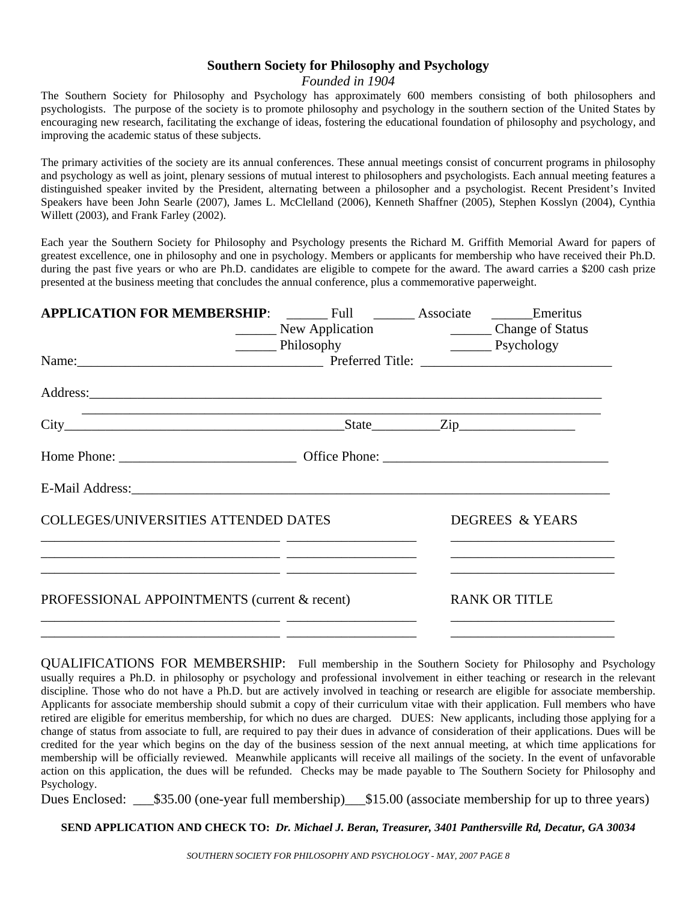## Southern Society for Philosophy and Psychology

*Founded in 1904*

The Southern Society for Philosophy and Psychology has approximately 600 members consisting of both philosophers and psychologists. The purpose of the society is to promote philosophy and psychology in the southern section of the United States by encouraging new research, facilitating the exchange of ideas, fostering the educational foundation of philosophy and psychology, and improving the academic status of these subjects.

The primary activities of the society are its annual conferences. These annual meetings consist of concurrent programs in philosophy and psychology as well as joint, plenary sessions of mutual interest to philosophers and psychologists. Each annual meeting features a distinguished speaker invited by the President, alternating between a philosopher and a psychologist. Recent President's Invited Speakers have been John Searle (2007), James L. McClelland (2006), Kenneth Shaffner (2005), Stephen Kosslyn (2004), Cynthia Willett (2003), and Frank Farley (2002).

Each year the Southern Society for Philosophy and Psychology presents the Richard M. Griffith Memorial Award for papers of greatest excellence, one in philosophy and one in psychology. Members or applicants for membership who have received their Ph.D. during the past five years or who are Ph.D. candidates are eligible to compete for the award. The award carries a $200 cash prize presented at the business meeting that concludes the annual conference, plus a commemorative paperweight.

**APPLICATION FOR MEMBERSHIP**: ______ Full ______ Associate ______Emeritus

______ New Application ______ Change of Status

______ Philosophy ______ Psychology

Name:___________________________________ Preferred Title: ___________________________

Address:___________________________________________________________________________

___________________________________________________________________________

City________________________________________State__________Zip_________________

Home Phone: _________________________ Office Phone: ________________________________

E-Mail Address:______________________________________________________________________

COLLEGES/UNIVERSITIES ATTENDED DATES DEGREES & YEARS

___________________________________ ___________________ ________________________

___________________________________ ___________________ ________________________

___________________________________ ___________________ ________________________

PROFESSIONAL APPOINTMENTS (current & recent) RANK OR TITLE

___________________________________ ___________________ ________________________

___________________________________ ___________________ ________________________

QUALIFICATIONS FOR MEMBERSHIP: Full membership in the Southern Society for Philosophy and Psychology usually requires a Ph.D. in philosophy or psychology and professional involvement in either teaching or research in the relevant discipline. Those who do not have a Ph.D. but are actively involved in teaching or research are eligible for associate membership. Applicants for associate membership should submit a copy of their curriculum vitae with their application. Full members who have retired are eligible for emeritus membership, for which no dues are charged. DUES: New applicants, including those applying for a change of status from associate to full, are required to pay their dues in advance of consideration of their applications. Dues will be credited for the year which begins on the day of the business session of the next annual meeting, at which time applications for membership will be officially reviewed. Meanwhile applicants will receive all mailings of the society. In the event of unfavorable action on this application, the dues will be refunded. Checks may be made payable to The Southern Society for Philosophy and Psychology.

Dues Enclosed: ___$35.00 (one-year full membership)___$15.00 (associate membership for up to three years)

**SEND APPLICATION AND CHECK TO:** ***Dr. Michael J. Beran, Treasurer, 3401 Panthersville Rd, Decatur, GA 30034***